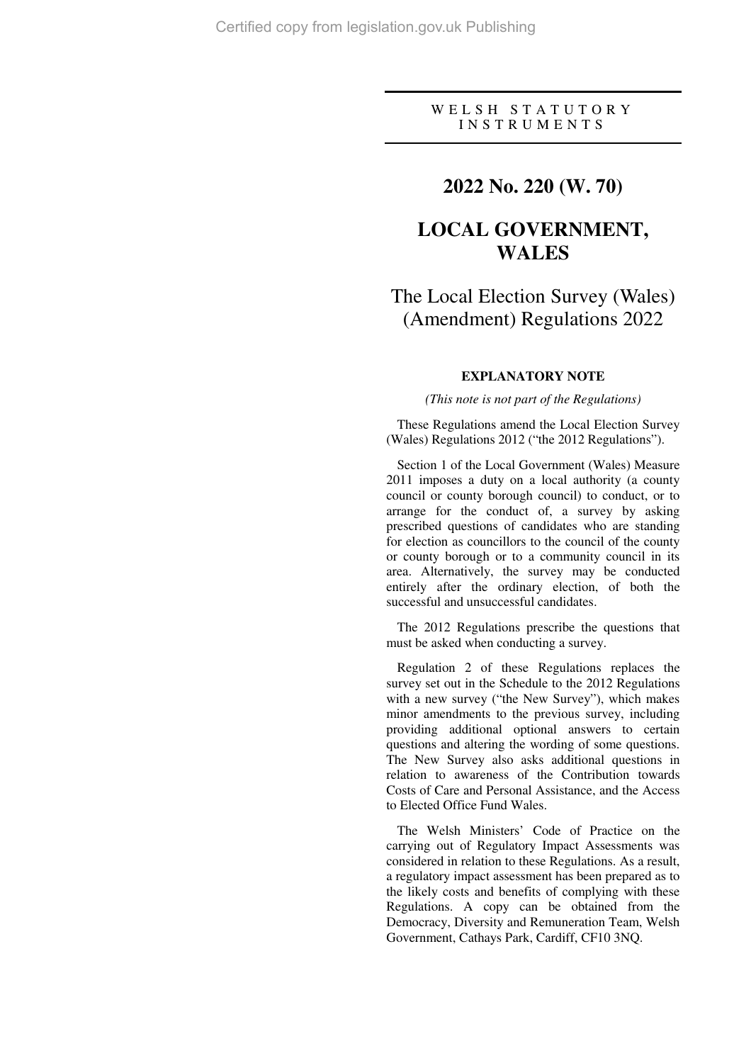W E L S H  S T A T U T O R Y  I N S T R U M E N T S

# 2022 No. 220 (W. 70)

# LOCAL GOVERNMENT, WALES

## The Local Election Survey (Wales) (Amendment) Regulations 2022

### EXPLANATORY NOTE

*(This note is not part of the Regulations)*

These Regulations amend the Local Election Survey (Wales) Regulations 2012 ("the 2012 Regulations").

Section 1 of the Local Government (Wales) Measure 2011 imposes a duty on a local authority (a county council or county borough council) to conduct, or to arrange for the conduct of, a survey by asking prescribed questions of candidates who are standing for election as councillors to the council of the county or county borough or to a community council in its area. Alternatively, the survey may be conducted entirely after the ordinary election, of both the successful and unsuccessful candidates.

The 2012 Regulations prescribe the questions that must be asked when conducting a survey.

Regulation 2 of these Regulations replaces the survey set out in the Schedule to the 2012 Regulations with a new survey ("the New Survey"), which makes minor amendments to the previous survey, including providing additional optional answers to certain questions and altering the wording of some questions. The New Survey also asks additional questions in relation to awareness of the Contribution towards Costs of Care and Personal Assistance, and the Access to Elected Office Fund Wales.

The Welsh Ministers' Code of Practice on the carrying out of Regulatory Impact Assessments was considered in relation to these Regulations. As a result, a regulatory impact assessment has been prepared as to the likely costs and benefits of complying with these Regulations. A copy can be obtained from the Democracy, Diversity and Remuneration Team, Welsh Government, Cathays Park, Cardiff, CF10 3NQ.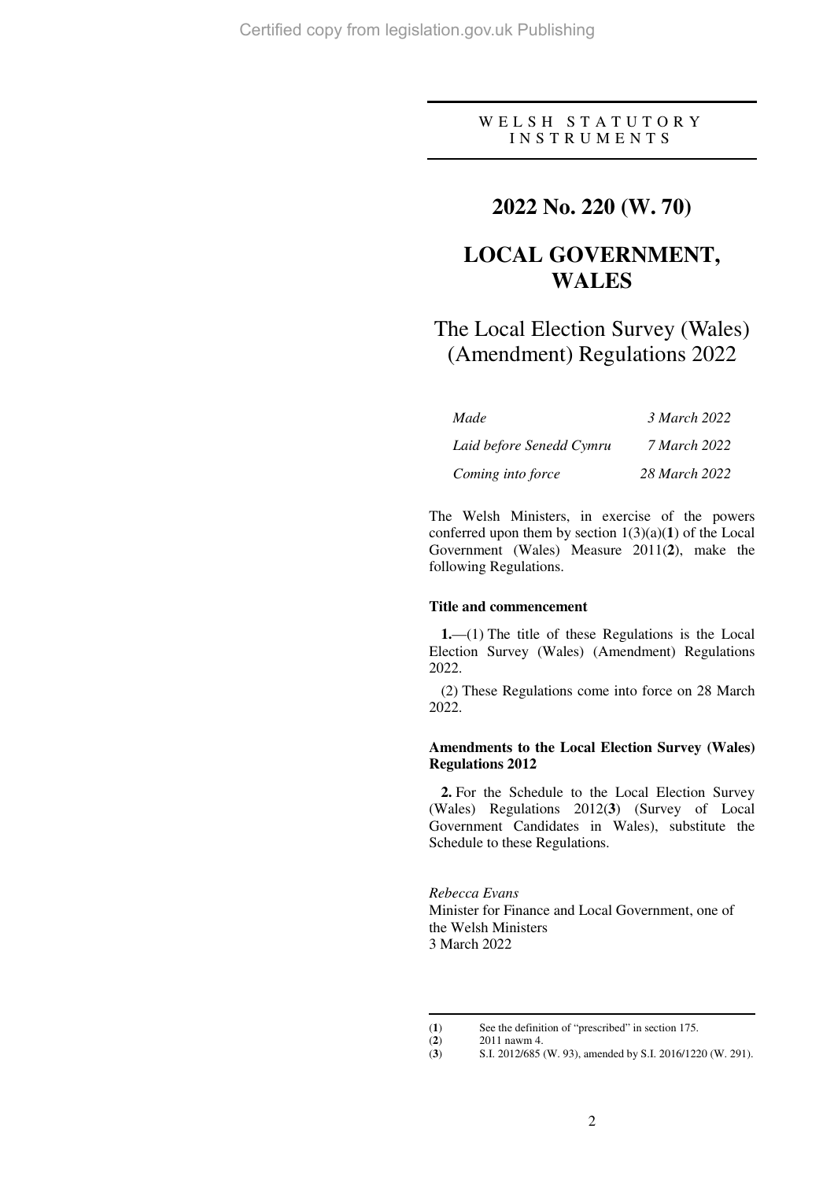WELSH STATUTORY INSTRUMENTS

# 2022 No. 220 (W. 70)

# LOCAL GOVERNMENT, WALES

## The Local Election Survey (Wales) (Amendment) Regulations 2022

| | |
|---|---|
| *Made* | *3 March 2022* |
| *Laid before Senedd Cymru* | *7 March 2022* |
| *Coming into force* | *28 March 2022* |

The Welsh Ministers, in exercise of the powers conferred upon them by section 1(3)(a)(**1**) of the Local Government (Wales) Measure 2011(**2**), make the following Regulations.

### Title and commencement

**1.**—(1) The title of these Regulations is the Local Election Survey (Wales) (Amendment) Regulations 2022.

(2) These Regulations come into force on 28 March 2022.

### Amendments to the Local Election Survey (Wales) Regulations 2012

**2.** For the Schedule to the Local Election Survey (Wales) Regulations 2012(**3**) (Survey of Local Government Candidates in Wales), substitute the Schedule to these Regulations.

*Rebecca Evans*
Minister for Finance and Local Government, one of the Welsh Ministers
3 March 2022

---

(**1**) See the definition of "prescribed" in section 175.
(**2**) 2011 nawm 4.
(**3**) S.I. 2012/685 (W. 93), amended by S.I. 2016/1220 (W. 291).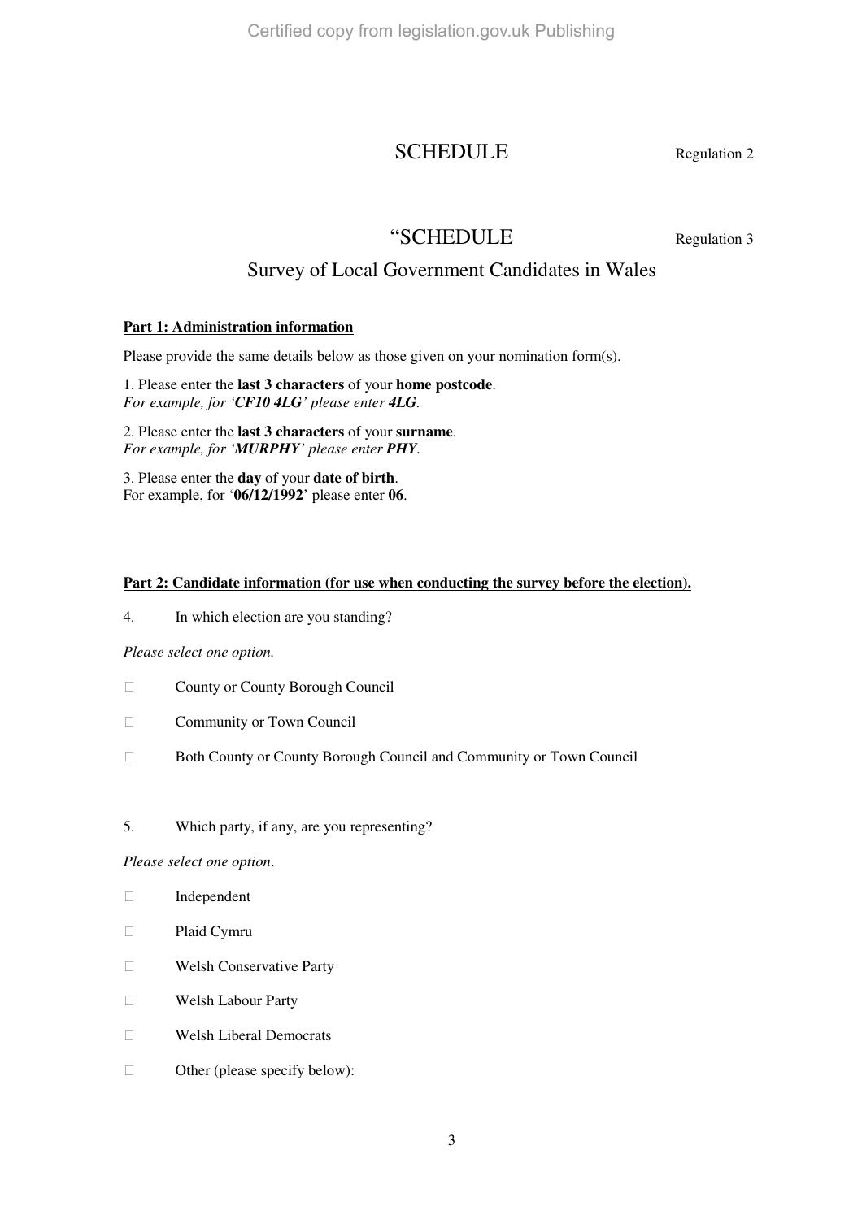# SCHEDULE

Regulation 2

# "SCHEDULE

Regulation 3

## Survey of Local Government Candidates in Wales

**Part 1: Administration information**

Please provide the same details below as those given on your nomination form(s).

1. Please enter the **last 3 characters** of your **home postcode**.
*For example, for 'CF10 4LG' please enter **4LG**.*

2. Please enter the **last 3 characters** of your **surname**.
*For example, for 'MURPHY' please enter **PHY**.*

3. Please enter the **day** of your **date of birth**.
For example, for '**06/12/1992**' please enter **06**.

**Part 2: Candidate information (for use when conducting the survey before the election).**

4. In which election are you standing?

*Please select one option.*

- ☐ County or County Borough Council
- ☐ Community or Town Council
- ☐ Both County or County Borough Council and Community or Town Council

5. Which party, if any, are you representing?

*Please select one option.*

- ☐ Independent
- ☐ Plaid Cymru
- ☐ Welsh Conservative Party
- ☐ Welsh Labour Party
- ☐ Welsh Liberal Democrats
- ☐ Other (please specify below):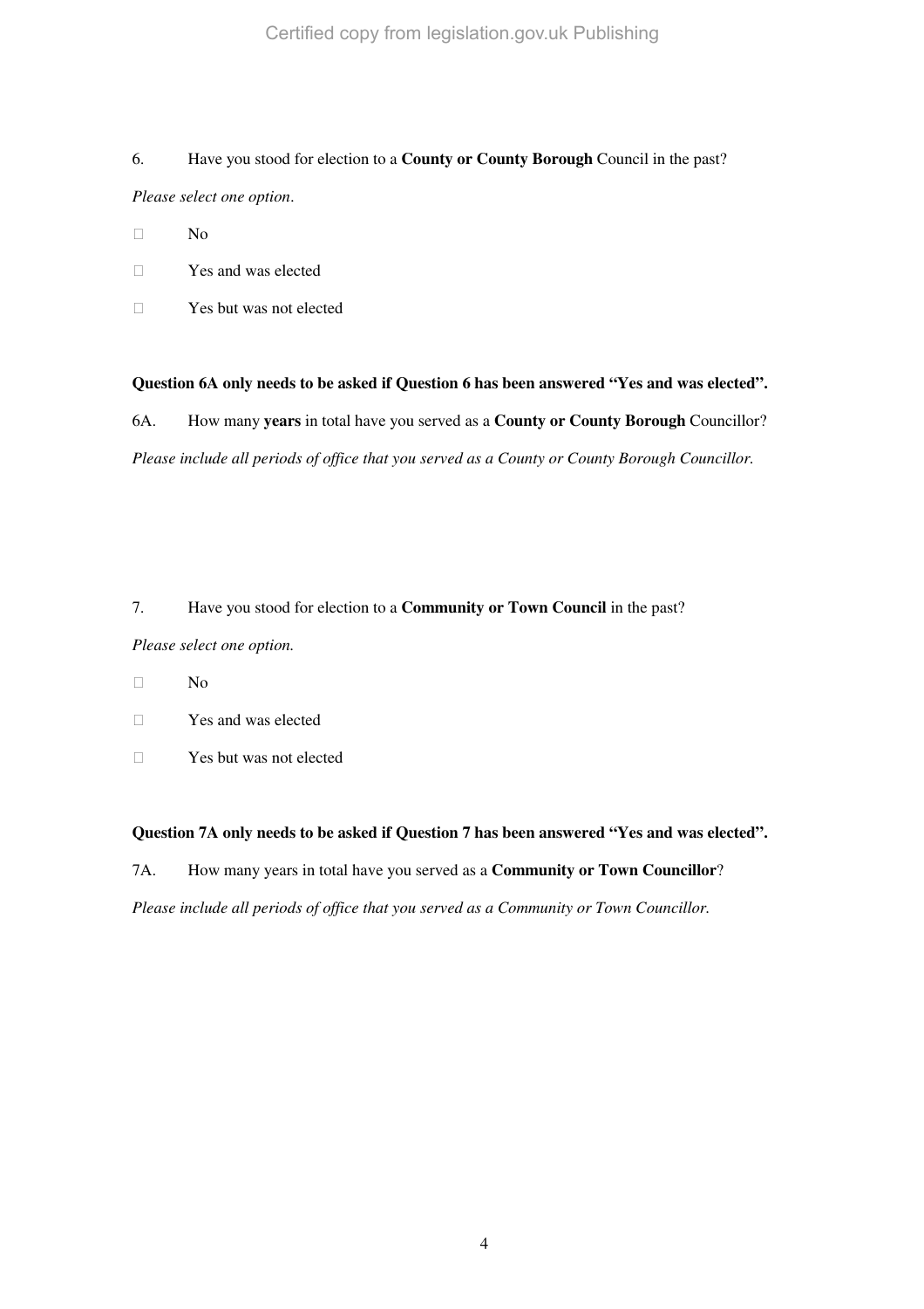6. Have you stood for election to a **County or County Borough** Council in the past?

*Please select one option*.

- ☐ No
- ☐ Yes and was elected
- ☐ Yes but was not elected

**Question 6A only needs to be asked if Question 6 has been answered "Yes and was elected".**

6A. How many **years** in total have you served as a **County or County Borough** Councillor?

*Please include all periods of office that you served as a County or County Borough Councillor.*

7. Have you stood for election to a **Community or Town Council** in the past?

*Please select one option.*

- ☐ No
- ☐ Yes and was elected
- ☐ Yes but was not elected

**Question 7A only needs to be asked if Question 7 has been answered "Yes and was elected".**

7A. How many years in total have you served as a **Community or Town Councillor**?

*Please include all periods of office that you served as a Community or Town Councillor.*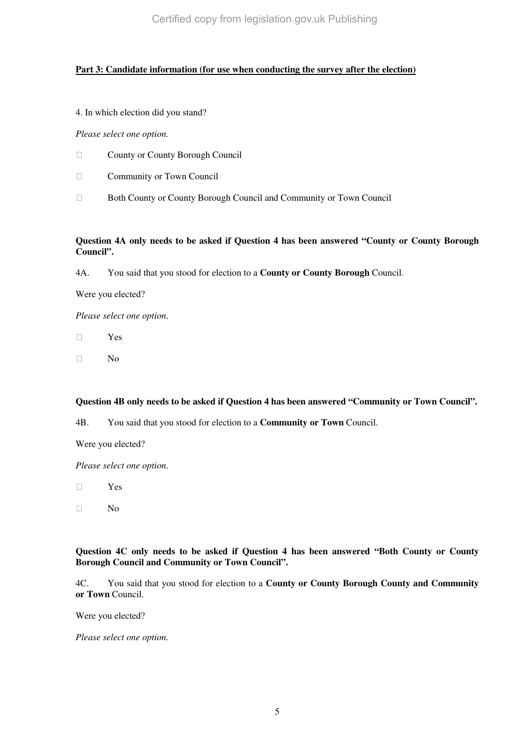**Part 3: Candidate information (for use when conducting the survey after the election)**

4. In which election did you stand?

*Please select one option.*

- ☐ County or County Borough Council
- ☐ Community or Town Council
- ☐ Both County or County Borough Council and Community or Town Council

**Question 4A only needs to be asked if Question 4 has been answered "County or County Borough Council".**

4A. You said that you stood for election to a **County or County Borough** Council.

Were you elected?

*Please select one option*.

- ☐ Yes
- ☐ No

**Question 4B only needs to be asked if Question 4 has been answered "Community or Town Council".**

4B. You said that you stood for election to a **Community or Town** Council.

Were you elected?

*Please select one option*.

- ☐ Yes
- ☐ No

**Question 4C only needs to be asked if Question 4 has been answered "Both County or County Borough Council and Community or Town Council".**

4C. You said that you stood for election to a **County or County Borough County and Community or Town** Council.

Were you elected?

*Please select one option.*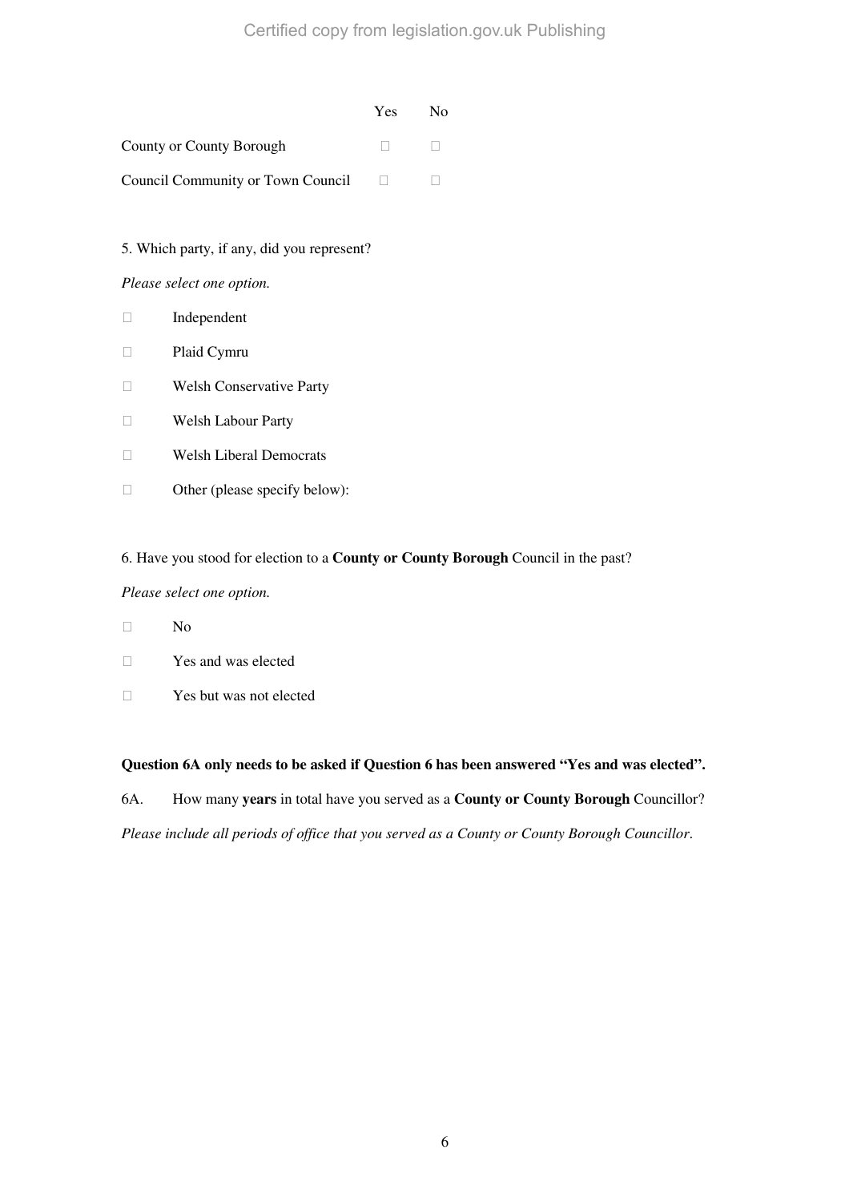| | Yes | No |
|---|---|---|
| County or County Borough | ☐ | ☐ |
| Council Community or Town Council | ☐ | ☐ |

5. Which party, if any, did you represent?

*Please select one option.*

- ☐ Independent
- ☐ Plaid Cymru
- ☐ Welsh Conservative Party
- ☐ Welsh Labour Party
- ☐ Welsh Liberal Democrats
- ☐ Other (please specify below):

6. Have you stood for election to a **County or County Borough** Council in the past?

*Please select one option.*

- ☐ No
- ☐ Yes and was elected
- ☐ Yes but was not elected

**Question 6A only needs to be asked if Question 6 has been answered "Yes and was elected".**

6A. How many **years** in total have you served as a **County or County Borough** Councillor?

*Please include all periods of office that you served as a County or County Borough Councillor.*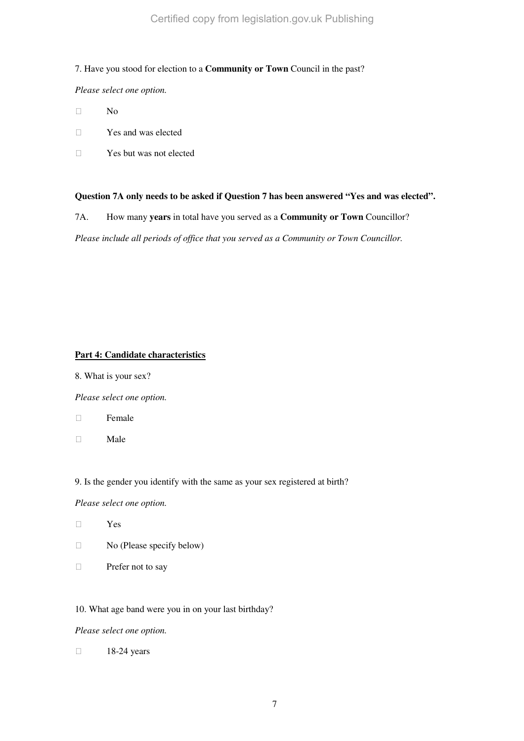7. Have you stood for election to a **Community or Town** Council in the past?

*Please select one option.*

- ☐ No
- ☐ Yes and was elected
- ☐ Yes but was not elected

**Question 7A only needs to be asked if Question 7 has been answered "Yes and was elected".**

7A. How many **years** in total have you served as a **Community or Town** Councillor?

*Please include all periods of office that you served as a Community or Town Councillor.*

## Part 4: Candidate characteristics

8. What is your sex?

*Please select one option.*

- ☐ Female
- ☐ Male

9. Is the gender you identify with the same as your sex registered at birth?

*Please select one option.*

- ☐ Yes
- ☐ No (Please specify below)
- ☐ Prefer not to say

10. What age band were you in on your last birthday?

*Please select one option.*

- ☐ 18-24 years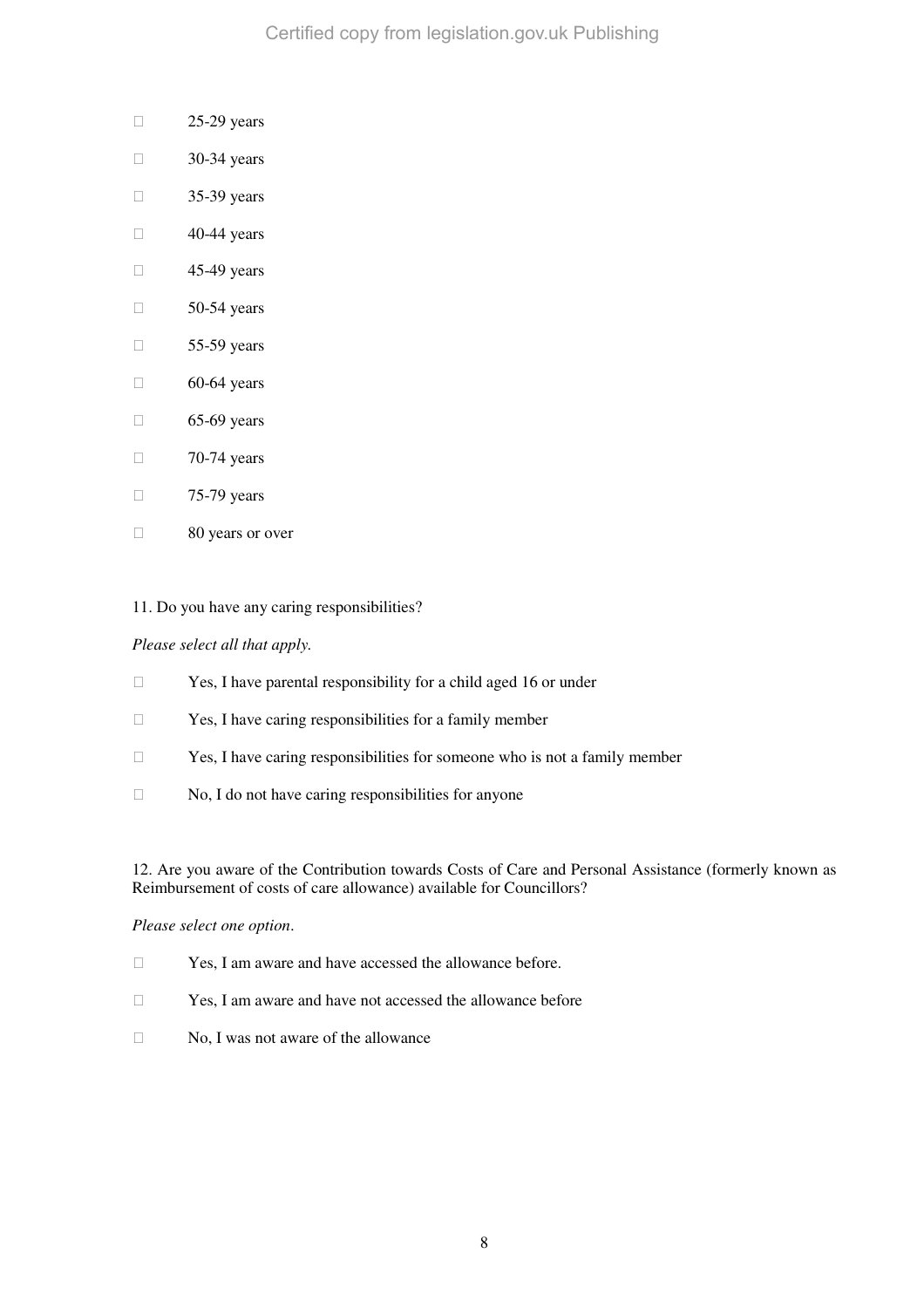- 25-29 years
- 30-34 years
- 35-39 years
- 40-44 years
- 45-49 years
- 50-54 years
- 55-59 years
- 60-64 years
- 65-69 years
- 70-74 years
- 75-79 years
- 80 years or over

11. Do you have any caring responsibilities?

*Please select all that apply.*

- Yes, I have parental responsibility for a child aged 16 or under
- Yes, I have caring responsibilities for a family member
- Yes, I have caring responsibilities for someone who is not a family member
- No, I do not have caring responsibilities for anyone

12. Are you aware of the Contribution towards Costs of Care and Personal Assistance (formerly known as Reimbursement of costs of care allowance) available for Councillors?

*Please select one option*.

- Yes, I am aware and have accessed the allowance before.
- Yes, I am aware and have not accessed the allowance before
- No, I was not aware of the allowance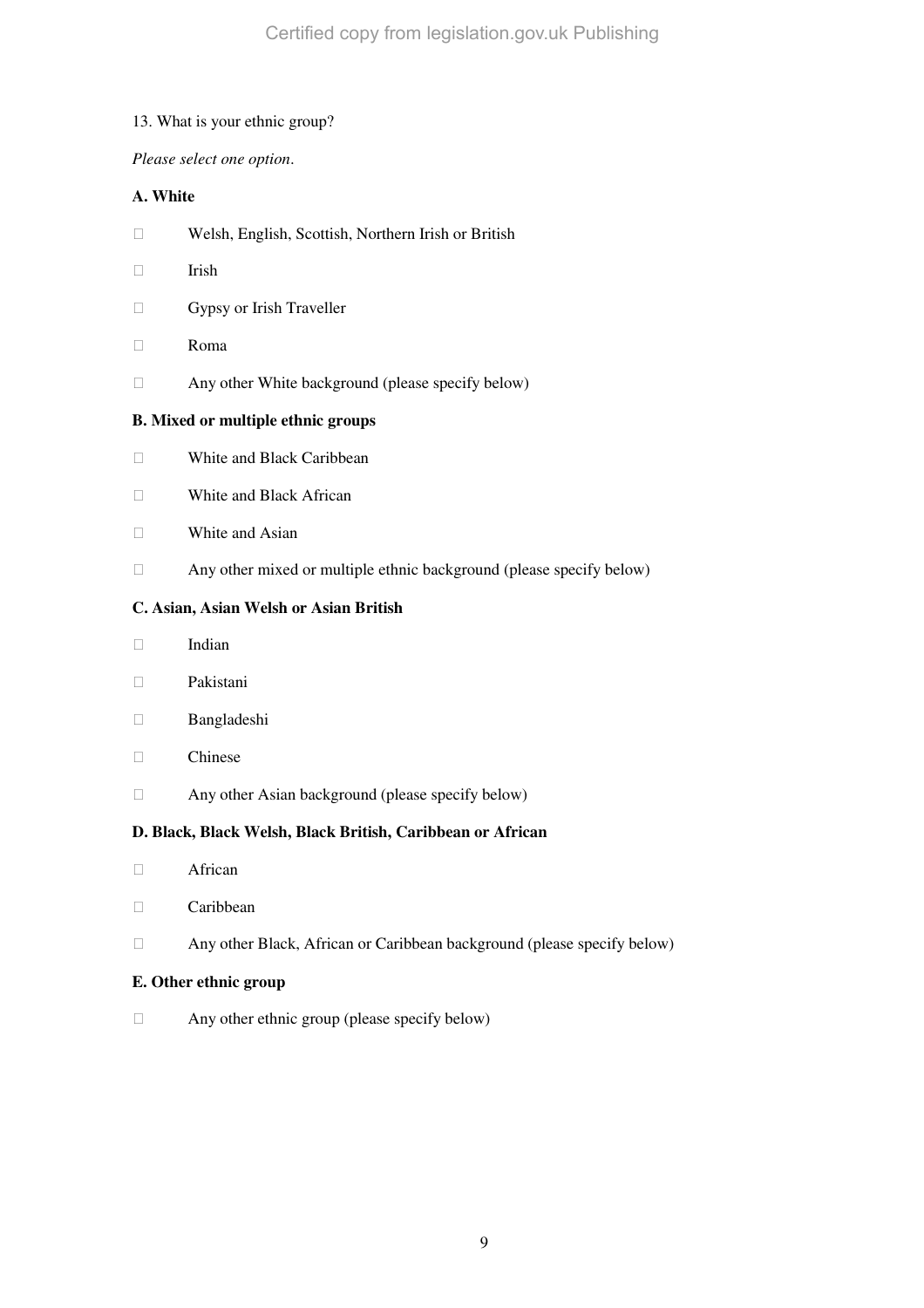13. What is your ethnic group?

*Please select one option.*

**A. White**

- ☐ Welsh, English, Scottish, Northern Irish or British
- ☐ Irish
- ☐ Gypsy or Irish Traveller
- ☐ Roma
- ☐ Any other White background (please specify below)

**B. Mixed or multiple ethnic groups**

- ☐ White and Black Caribbean
- ☐ White and Black African
- ☐ White and Asian
- ☐ Any other mixed or multiple ethnic background (please specify below)

**C. Asian, Asian Welsh or Asian British**

- ☐ Indian
- ☐ Pakistani
- ☐ Bangladeshi
- ☐ Chinese
- ☐ Any other Asian background (please specify below)

**D. Black, Black Welsh, Black British, Caribbean or African**

- ☐ African
- ☐ Caribbean
- ☐ Any other Black, African or Caribbean background (please specify below)

**E. Other ethnic group**

- ☐ Any other ethnic group (please specify below)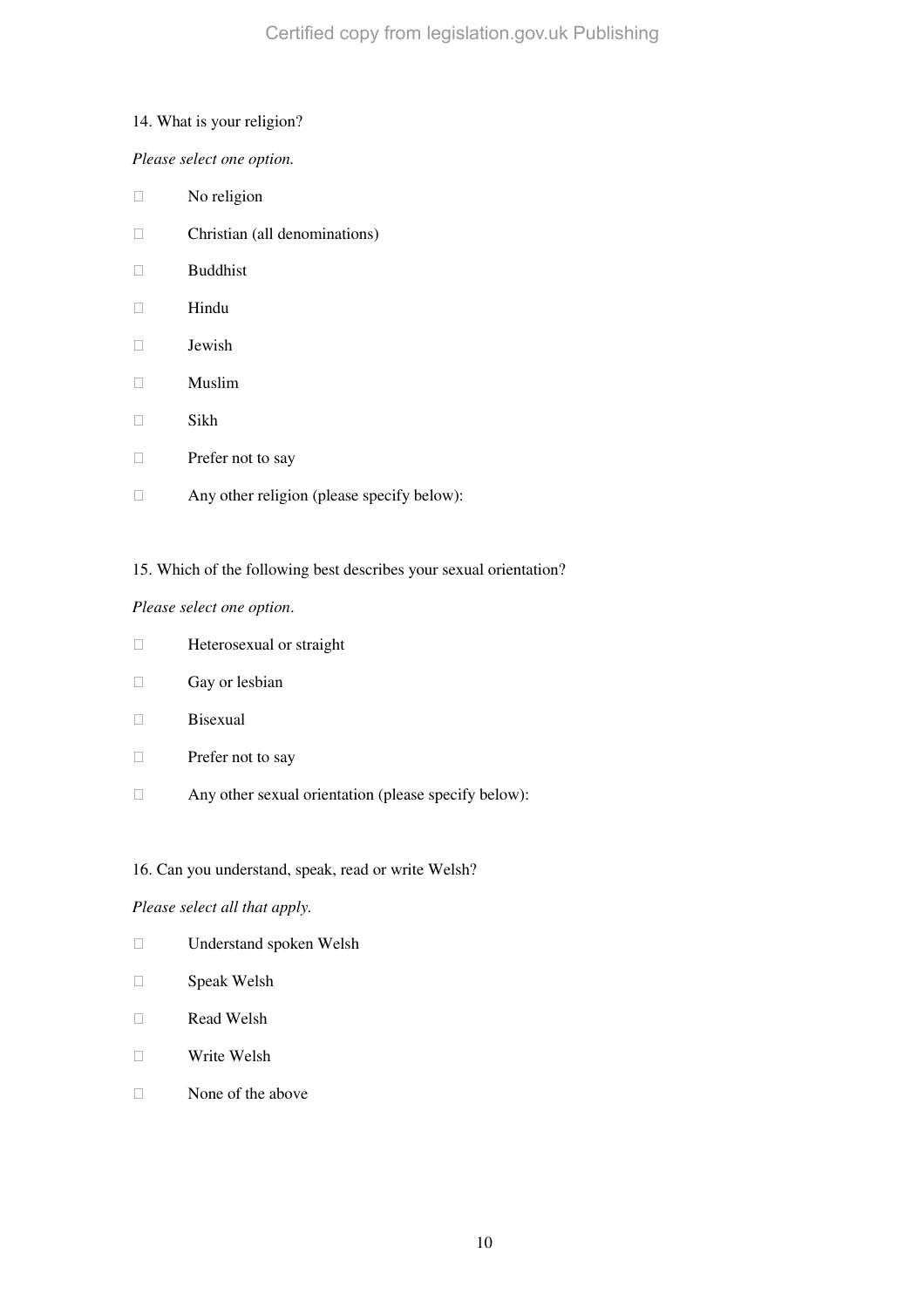14. What is your religion?

*Please select one option.*

- ☐ No religion
- ☐ Christian (all denominations)
- ☐ Buddhist
- ☐ Hindu
- ☐ Jewish
- ☐ Muslim
- ☐ Sikh
- ☐ Prefer not to say
- ☐ Any other religion (please specify below):

15. Which of the following best describes your sexual orientation?

*Please select one option*.

- ☐ Heterosexual or straight
- ☐ Gay or lesbian
- ☐ Bisexual
- ☐ Prefer not to say
- ☐ Any other sexual orientation (please specify below):

16. Can you understand, speak, read or write Welsh?

*Please select all that apply.*

- ☐ Understand spoken Welsh
- ☐ Speak Welsh
- ☐ Read Welsh
- ☐ Write Welsh
- ☐ None of the above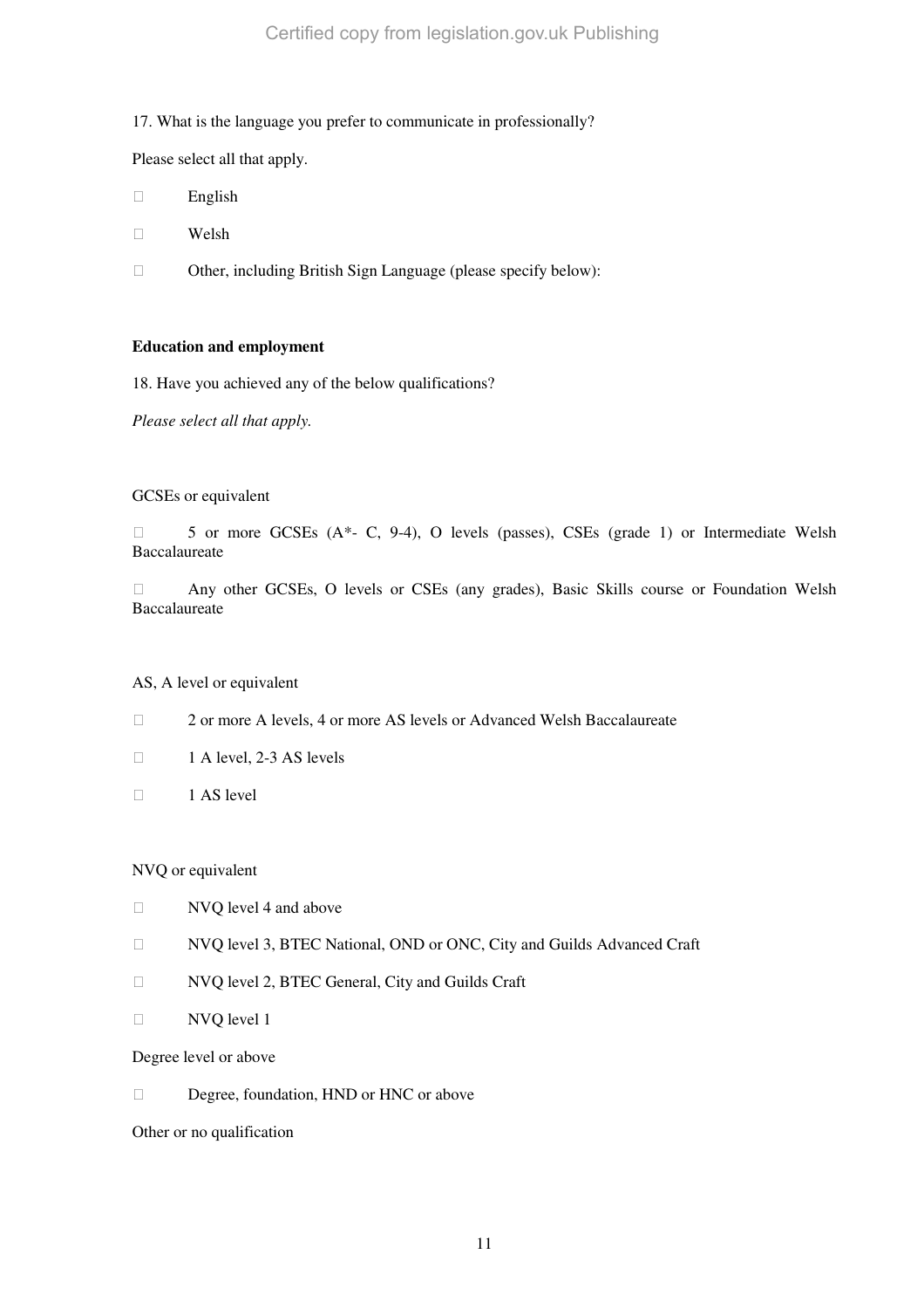17. What is the language you prefer to communicate in professionally?

Please select all that apply.

- ☐ English
- ☐ Welsh
- ☐ Other, including British Sign Language (please specify below):

**Education and employment**

18. Have you achieved any of the below qualifications?

*Please select all that apply.*

GCSEs or equivalent

- ☐ 5 or more GCSEs (A*- C, 9-4), O levels (passes), CSEs (grade 1) or Intermediate Welsh Baccalaureate
- ☐ Any other GCSEs, O levels or CSEs (any grades), Basic Skills course or Foundation Welsh Baccalaureate

AS, A level or equivalent

- ☐ 2 or more A levels, 4 or more AS levels or Advanced Welsh Baccalaureate
- ☐ 1 A level, 2-3 AS levels
- ☐ 1 AS level

NVQ or equivalent

- ☐ NVQ level 4 and above
- ☐ NVQ level 3, BTEC National, OND or ONC, City and Guilds Advanced Craft
- ☐ NVQ level 2, BTEC General, City and Guilds Craft
- ☐ NVQ level 1

Degree level or above

- ☐ Degree, foundation, HND or HNC or above

Other or no qualification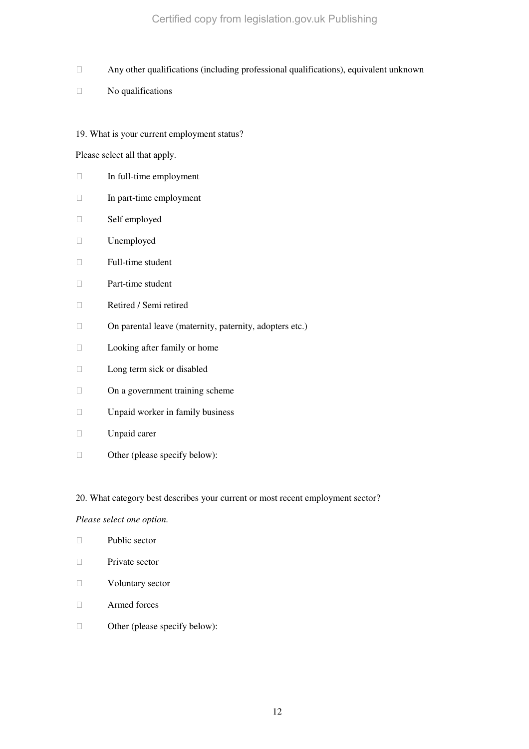- Any other qualifications (including professional qualifications), equivalent unknown
- No qualifications

19. What is your current employment status?

Please select all that apply.

- In full-time employment
- In part-time employment
- Self employed
- Unemployed
- Full-time student
- Part-time student
- Retired / Semi retired
- On parental leave (maternity, paternity, adopters etc.)
- Looking after family or home
- Long term sick or disabled
- On a government training scheme
- Unpaid worker in family business
- Unpaid carer
- Other (please specify below):

20. What category best describes your current or most recent employment sector?

*Please select one option.*

- Public sector
- Private sector
- Voluntary sector
- Armed forces
- Other (please specify below):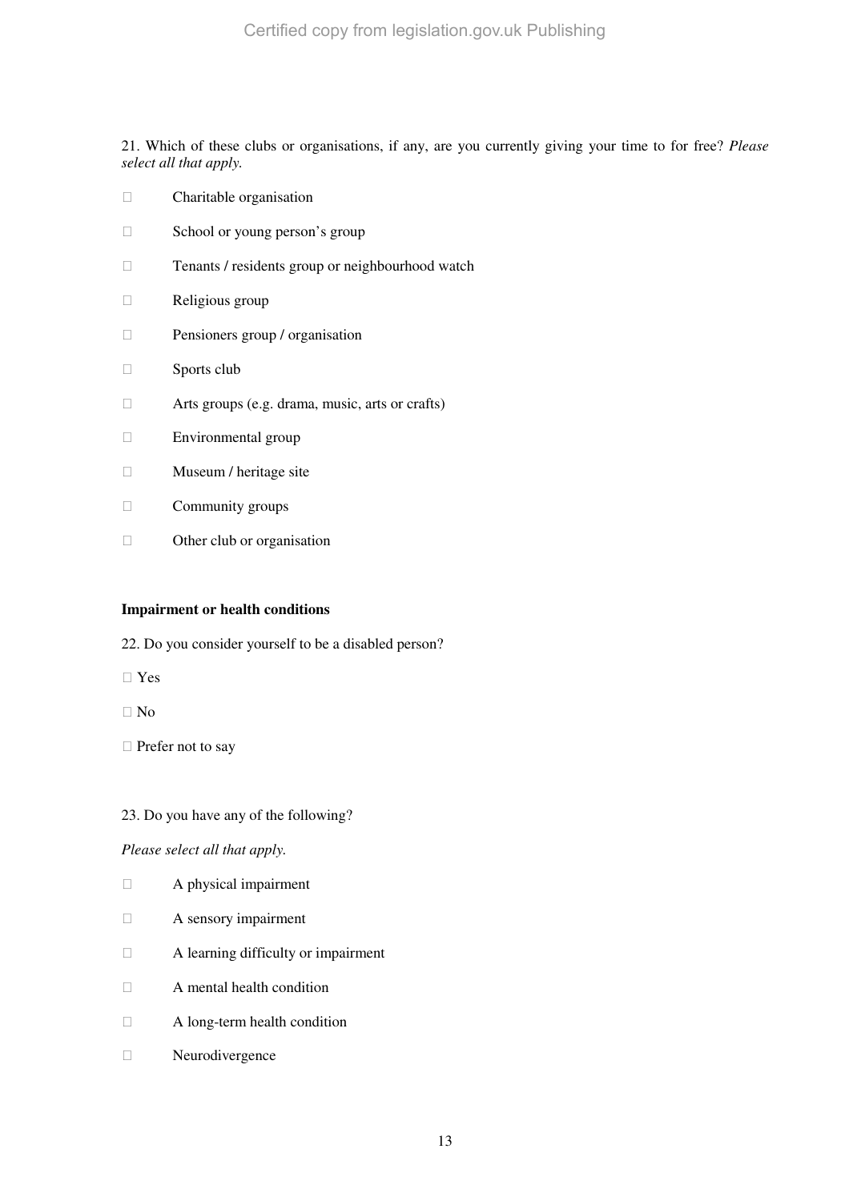21. Which of these clubs or organisations, if any, are you currently giving your time to for free? *Please select all that apply.*

- ☐ Charitable organisation
- ☐ School or young person's group
- ☐ Tenants / residents group or neighbourhood watch
- ☐ Religious group
- ☐ Pensioners group / organisation
- ☐ Sports club
- ☐ Arts groups (e.g. drama, music, arts or crafts)
- ☐ Environmental group
- ☐ Museum / heritage site
- ☐ Community groups
- ☐ Other club or organisation

**Impairment or health conditions**

22. Do you consider yourself to be a disabled person?

- ☐ Yes
- ☐ No
- ☐ Prefer not to say

23. Do you have any of the following?

*Please select all that apply.*

- ☐ A physical impairment
- ☐ A sensory impairment
- ☐ A learning difficulty or impairment
- ☐ A mental health condition
- ☐ A long-term health condition
- ☐ Neurodivergence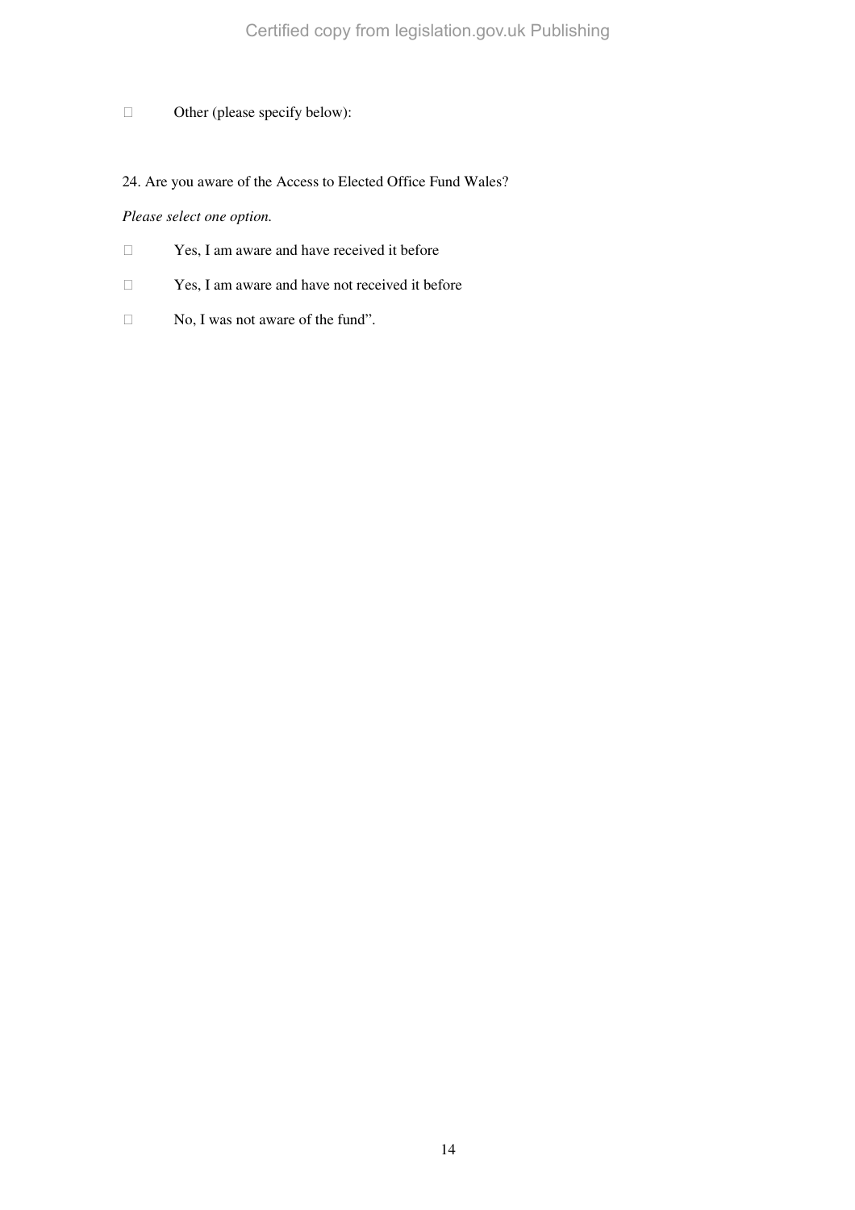- Other (please specify below):

24. Are you aware of the Access to Elected Office Fund Wales?

*Please select one option.*

- Yes, I am aware and have received it before
- Yes, I am aware and have not received it before
- No, I was not aware of the fund".